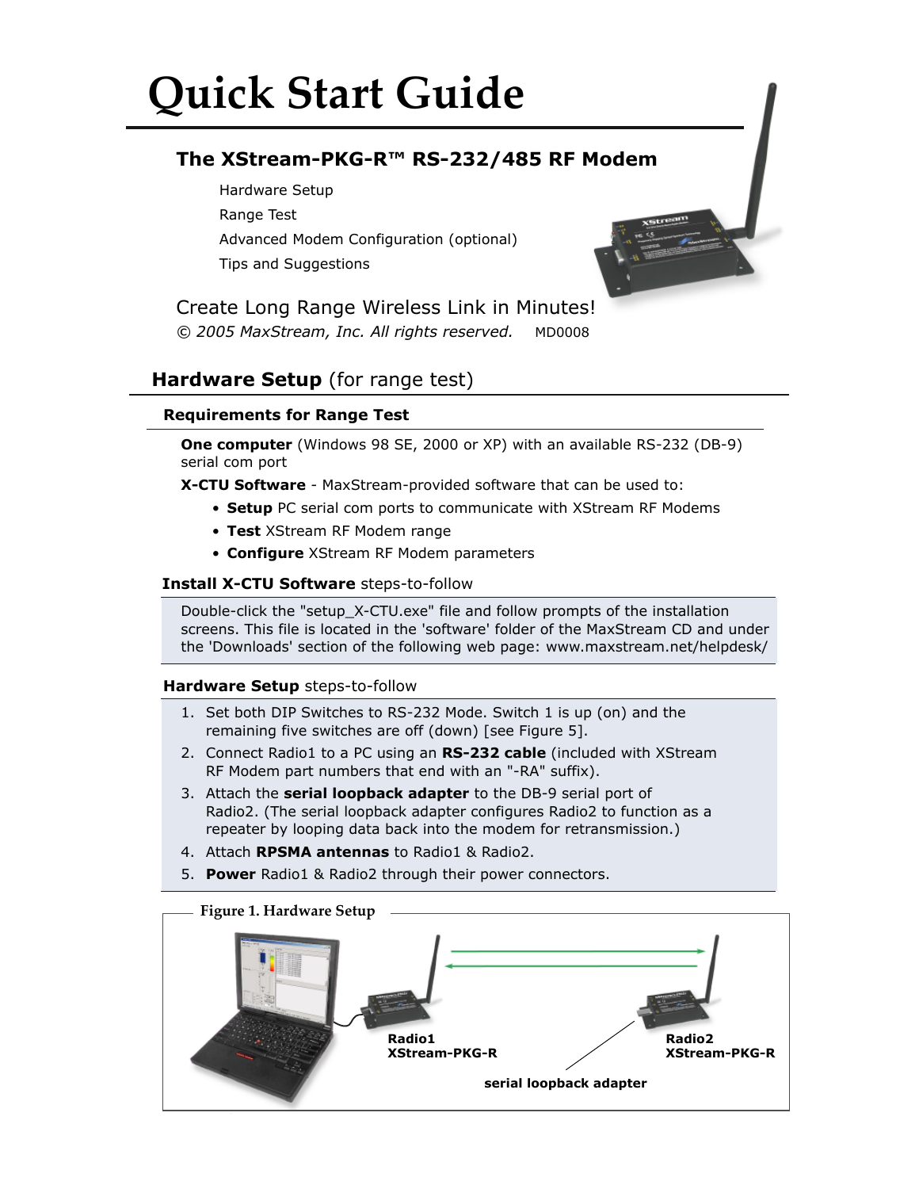# Quick Start Guide

## The XStream-PKG-R™ RS-232/485 RF Modem

Hardware Setup
Range Test
Advanced Modem Configuration (optional)
Tips and Suggestions

Create Long Range Wireless Link in Minutes!
*© 2005 MaxStream, Inc. All rights reserved.* MD0008

## Hardware Setup (for range test)

### Requirements for Range Test

**One computer** (Windows 98 SE, 2000 or XP) with an available RS-232 (DB-9) serial com port

**X-CTU Software** - MaxStream-provided software that can be used to:

- **Setup** PC serial com ports to communicate with XStream RF Modems
- **Test** XStream RF Modem range
- **Configure** XStream RF Modem parameters

### Install X-CTU Software steps-to-follow

Double-click the "setup_X-CTU.exe" file and follow prompts of the installation screens. This file is located in the 'software' folder of the MaxStream CD and under the 'Downloads' section of the following web page: www.maxstream.net/helpdesk/

### Hardware Setup steps-to-follow

1. Set both DIP Switches to RS-232 Mode. Switch 1 is up (on) and the remaining five switches are off (down) [see Figure 5].
2. Connect Radio1 to a PC using an **RS-232 cable** (included with XStream RF Modem part numbers that end with an "-RA" suffix).
3. Attach the **serial loopback adapter** to the DB-9 serial port of Radio2. (The serial loopback adapter configures Radio2 to function as a repeater by looping data back into the modem for retransmission.)
4. Attach **RPSMA antennas** to Radio1 & Radio2.
5. **Power** Radio1 & Radio2 through their power connectors.

Figure 1. Hardware Setup

**Radio1 XStream-PKG-R**

**Radio2 XStream-PKG-R**

**serial loopback adapter**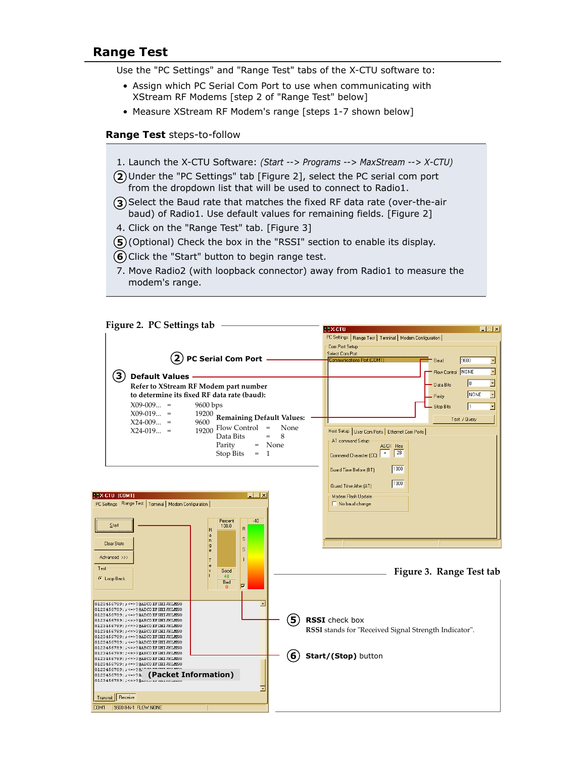## Range Test

Use the "PC Settings" and "Range Test" tabs of the X-CTU software to:

- Assign which PC Serial Com Port to use when communicating with XStream RF Modems [step 2 of "Range Test" below]
- Measure XStream RF Modem's range [steps 1-7 shown below]

### **Range Test** steps-to-follow

1. Launch the X-CTU Software: *(Start --> Programs --> MaxStream --> X-CTU)*
2. Under the "PC Settings" tab [Figure 2], select the PC serial com port from the dropdown list that will be used to connect to Radio1.
3. Select the Baud rate that matches the fixed RF data rate (over-the-air baud) of Radio1. Use default values for remaining fields. [Figure 2]
4. Click on the "Range Test" tab. [Figure 3]
5. (Optional) Check the box in the "RSSI" section to enable its display.
6. Click the "Start" button to begin range test.
7. Move Radio2 (with loopback connector) away from Radio1 to measure the modem's range.

**Figure 2. PC Settings tab**

② **PC Serial Com Port**

③ **Default Values**

**Refer to XStream RF Modem part number to determine its fixed RF data rate (baud):**

| Part number | | Baud |
|---|---|---|
| X09-009... | = | 9600 bps |
| X09-019... | = | 19200 |
| X24-009... | = | 9600 |
| X24-019... | = | 19200 |

**Remaining Default Values:**

| Field | | Value |
|---|---|---|
| Flow Control | = | None |
| Data Bits | = | 8 |
| Parity | = | None |
| Stop Bits | = | 1 |

**Figure 3. Range Test tab**

⑤ **RSSI** check box
RSSI stands for "Received Signal Strength Indicator".

⑥ **Start/(Stop)** button

**(Packet Information)**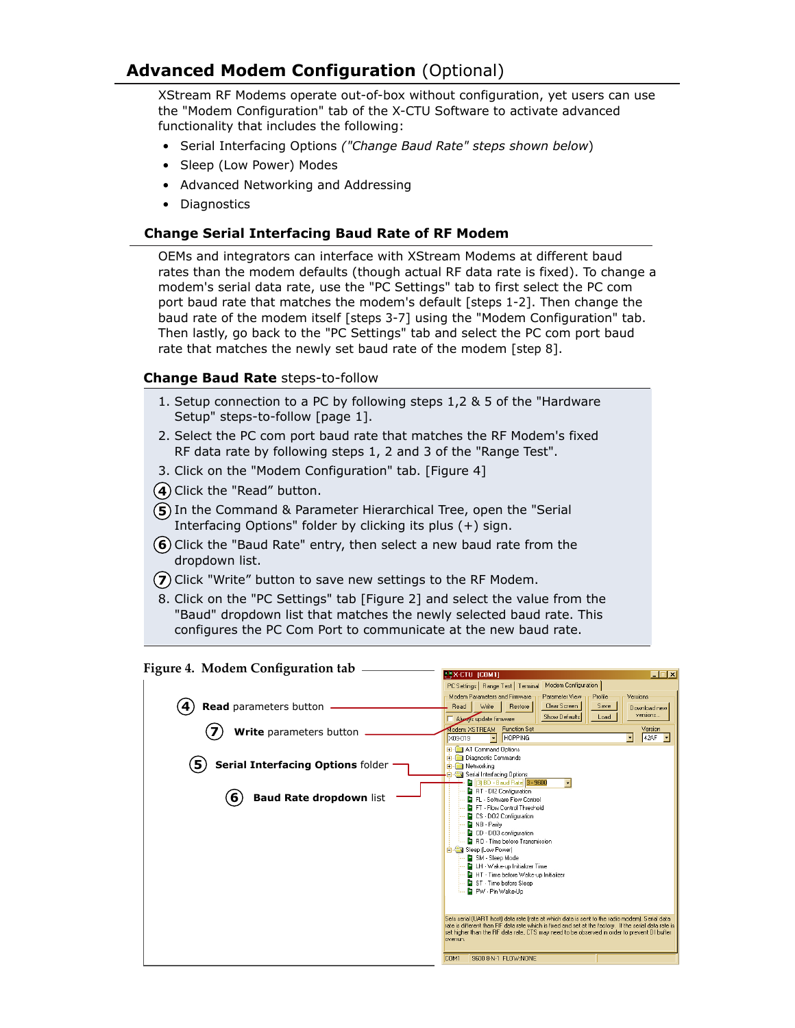## Advanced Modem Configuration (Optional)

XStream RF Modems operate out-of-box without configuration, yet users can use the "Modem Configuration" tab of the X-CTU Software to activate advanced functionality that includes the following:

- Serial Interfacing Options *("Change Baud Rate" steps shown below*)
- Sleep (Low Power) Modes
- Advanced Networking and Addressing
- Diagnostics

### Change Serial Interfacing Baud Rate of RF Modem

OEMs and integrators can interface with XStream Modems at different baud rates than the modem defaults (though actual RF data rate is fixed). To change a modem's serial data rate, use the "PC Settings" tab to first select the PC com port baud rate that matches the modem's default [steps 1-2]. Then change the baud rate of the modem itself [steps 3-7] using the "Modem Configuration" tab. Then lastly, go back to the "PC Settings" tab and select the PC com port baud rate that matches the newly set baud rate of the modem [step 8].

### **Change Baud Rate** steps-to-follow

1. Setup connection to a PC by following steps 1,2 & 5 of the "Hardware Setup" steps-to-follow [page 1].
2. Select the PC com port baud rate that matches the RF Modem's fixed RF data rate by following steps 1, 2 and 3 of the "Range Test".
3. Click on the "Modem Configuration" tab. [Figure 4]
4. Click the "Read" button.
5. In the Command & Parameter Hierarchical Tree, open the "Serial Interfacing Options" folder by clicking its plus (+) sign.
6. Click the "Baud Rate" entry, then select a new baud rate from the dropdown list.
7. Click "Write" button to save new settings to the RF Modem.
8. Click on the "PC Settings" tab [Figure 2] and select the value from the "Baud" dropdown list that matches the newly selected baud rate. This configures the PC Com Port to communicate at the new baud rate.

**Figure 4. Modem Configuration tab**

④ **Read** parameters button

⑦ **Write** parameters button

⑤ **Serial Interfacing Options** folder

⑥ **Baud Rate dropdown** list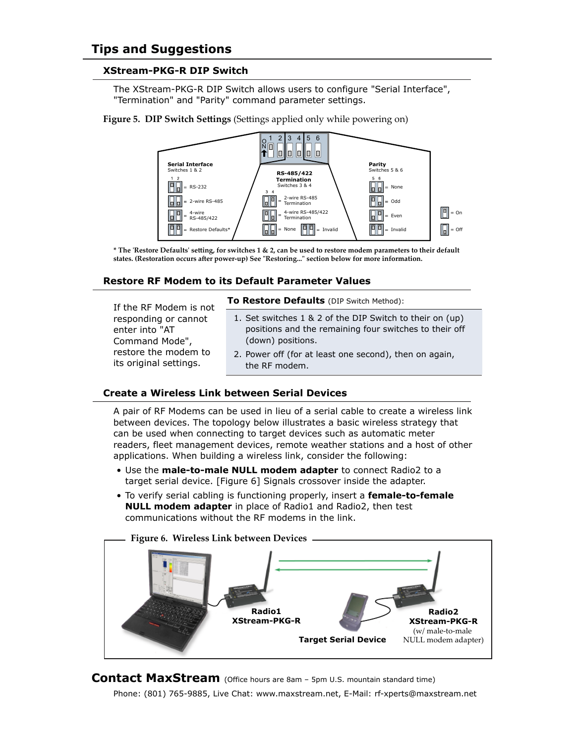# Tips and Suggestions

## XStream-PKG-R DIP Switch

The XStream-PKG-R DIP Switch allows users to configure "Serial Interface", "Termination" and "Parity" command parameter settings.

**Figure 5. DIP Switch Settings** (Settings applied only while powering on)

ON
1 2 3 4 5 6

**Serial Interface**
Switches 1 & 2
1 2
= RS-232
= 2-wire RS-485
= 4-wire RS-485/422
= Restore Defaults*

**RS-485/422 Termination**
Switches 3 & 4
3 4
= 2-wire RS-485 Termination
= 4-wire RS-485/422 Termination
= None
= Invalid

**Parity**
Switches 5 & 6
5 6
= None
= Odd
= Even
= Invalid

= On
= Off

**\* The 'Restore Defaults' setting, for switches 1 & 2, can be used to restore modem parameters to their default states. (Restoration occurs after power-up) See "Restoring..." section below for more information.**

## Restore RF Modem to its Default Parameter Values

If the RF Modem is not responding or cannot enter into "AT Command Mode", restore the modem to its original settings.

**To Restore Defaults** (DIP Switch Method):

1. Set switches 1 & 2 of the DIP Switch to their on (up) positions and the remaining four switches to their off (down) positions.
2. Power off (for at least one second), then on again, the RF modem.

## Create a Wireless Link between Serial Devices

A pair of RF Modems can be used in lieu of a serial cable to create a wireless link between devices. The topology below illustrates a basic wireless strategy that can be used when connecting to target devices such as automatic meter readers, fleet management devices, remote weather stations and a host of other applications. When building a wireless link, consider the following:

- Use the **male-to-male NULL modem adapter** to connect Radio2 to a target serial device. [Figure 6] Signals crossover inside the adapter.
- To verify serial cabling is functioning properly, insert a **female-to-female NULL modem adapter** in place of Radio1 and Radio2, then test communications without the RF modems in the link.

**Figure 6. Wireless Link between Devices**

**Radio1**
**XStream-PKG-R**

**Target Serial Device**

**Radio2**
**XStream-PKG-R**
(w/ male-to-male NULL modem adapter)

# Contact MaxStream (Office hours are 8am – 5pm U.S. mountain standard time)

Phone: (801) 765-9885, Live Chat: www.maxstream.net, E-Mail: rf-xperts@maxstream.net